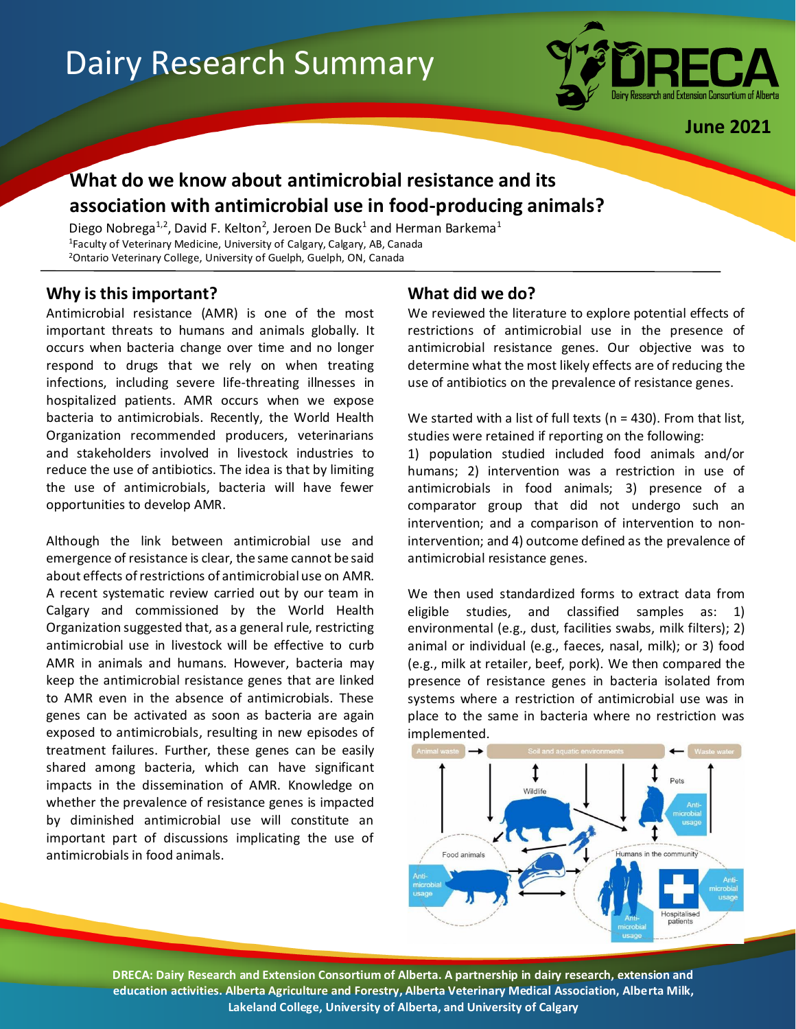Dairy Research Summary

June 2021

# What do we know about antimicrobial resistance and its association with antimicrobial use in food-producing animals?

Diego Nobrega[1,2], David F. Kelton[2], Jeroen De Buck[1] and Herman Barkema[1]

[1]Faculty of Veterinary Medicine, University of Calgary, Calgary, AB, Canada
[2]Ontario Veterinary College, University of Guelph, Guelph, ON, Canada

## Why is this important?

Antimicrobial resistance (AMR) is one of the most important threats to humans and animals globally. It occurs when bacteria change over time and no longer respond to drugs that we rely on when treating infections, including severe life-threating illnesses in hospitalized patients. AMR occurs when we expose bacteria to antimicrobials. Recently, the World Health Organization recommended producers, veterinarians and stakeholders involved in livestock industries to reduce the use of antibiotics. The idea is that by limiting the use of antimicrobials, bacteria will have fewer opportunities to develop AMR.

Although the link between antimicrobial use and emergence of resistance is clear, the same cannot be said about effects of restrictions of antimicrobial use on AMR. A recent systematic review carried out by our team in Calgary and commissioned by the World Health Organization suggested that, as a general rule, restricting antimicrobial use in livestock will be effective to curb AMR in animals and humans. However, bacteria may keep the antimicrobial resistance genes that are linked to AMR even in the absence of antimicrobials. These genes can be activated as soon as bacteria are again exposed to antimicrobials, resulting in new episodes of treatment failures. Further, these genes can be easily shared among bacteria, which can have significant impacts in the dissemination of AMR. Knowledge on whether the prevalence of resistance genes is impacted by diminished antimicrobial use will constitute an important part of discussions implicating the use of antimicrobials in food animals.

## What did we do?

We reviewed the literature to explore potential effects of restrictions of antimicrobial use in the presence of antimicrobial resistance genes. Our objective was to determine what the most likely effects are of reducing the use of antibiotics on the prevalence of resistance genes.

We started with a list of full texts (n = 430). From that list, studies were retained if reporting on the following:
1) population studied included food animals and/or humans; 2) intervention was a restriction in use of antimicrobials in food animals; 3) presence of a comparator group that did not undergo such an intervention; and a comparison of intervention to non-intervention; and 4) outcome defined as the prevalence of antimicrobial resistance genes.

We then used standardized forms to extract data from eligible studies, and classified samples as: 1) environmental (e.g., dust, facilities swabs, milk filters); 2) animal or individual (e.g., faeces, nasal, milk); or 3) food (e.g., milk at retailer, beef, pork). We then compared the presence of resistance genes in bacteria isolated from systems where a restriction of antimicrobial use was in place to the same in bacteria where no restriction was implemented.

DRECA: Dairy Research and Extension Consortium of Alberta. A partnership in dairy research, extension and education activities. Alberta Agriculture and Forestry, Alberta Veterinary Medical Association, Alberta Milk, Lakeland College, University of Alberta, and University of Calgary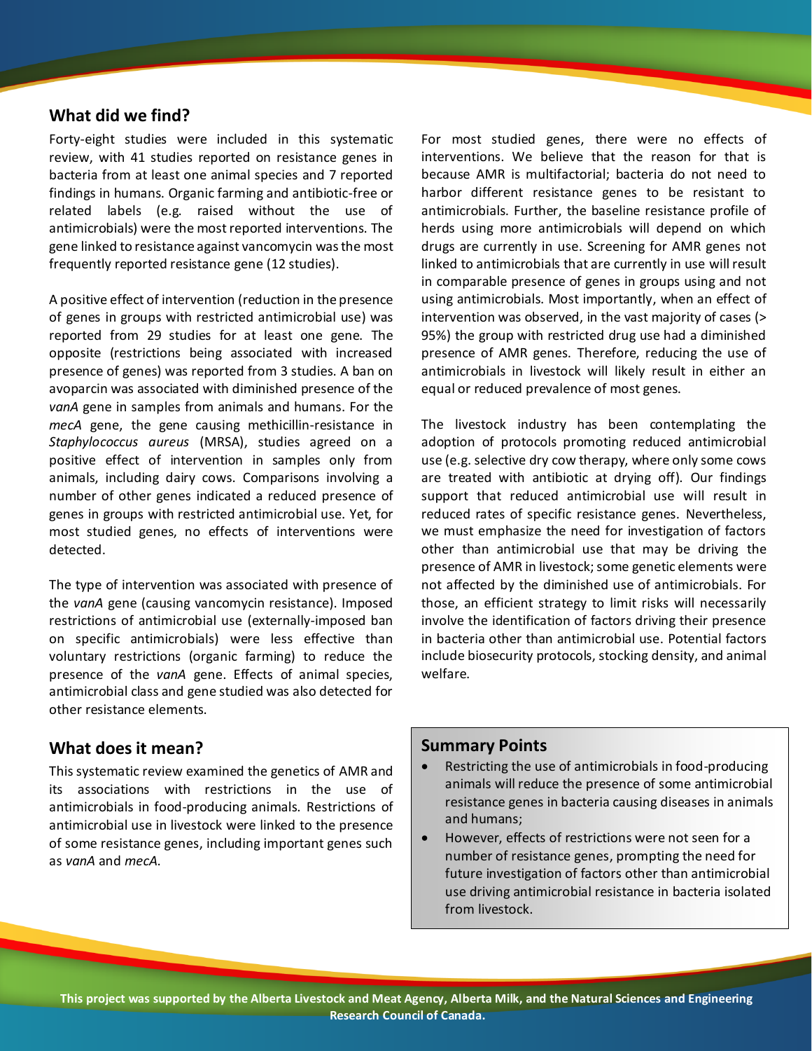## What did we find?

Forty-eight studies were included in this systematic review, with 41 studies reported on resistance genes in bacteria from at least one animal species and 7 reported findings in humans. Organic farming and antibiotic-free or related labels (e.g. raised without the use of antimicrobials) were the most reported interventions. The gene linked to resistance against vancomycin was the most frequently reported resistance gene (12 studies).

A positive effect of intervention (reduction in the presence of genes in groups with restricted antimicrobial use) was reported from 29 studies for at least one gene. The opposite (restrictions being associated with increased presence of genes) was reported from 3 studies. A ban on avoparcin was associated with diminished presence of the *vanA* gene in samples from animals and humans. For the *mecA* gene, the gene causing methicillin-resistance in *Staphylococcus aureus* (MRSA), studies agreed on a positive effect of intervention in samples only from animals, including dairy cows. Comparisons involving a number of other genes indicated a reduced presence of genes in groups with restricted antimicrobial use. Yet, for most studied genes, no effects of interventions were detected.

The type of intervention was associated with presence of the *vanA* gene (causing vancomycin resistance). Imposed restrictions of antimicrobial use (externally-imposed ban on specific antimicrobials) were less effective than voluntary restrictions (organic farming) to reduce the presence of the *vanA* gene. Effects of animal species, antimicrobial class and gene studied was also detected for other resistance elements.

## What does it mean?

This systematic review examined the genetics of AMR and its associations with restrictions in the use of antimicrobials in food-producing animals. Restrictions of antimicrobial use in livestock were linked to the presence of some resistance genes, including important genes such as *vanA* and *mecA*.

For most studied genes, there were no effects of interventions. We believe that the reason for that is because AMR is multifactorial; bacteria do not need to harbor different resistance genes to be resistant to antimicrobials. Further, the baseline resistance profile of herds using more antimicrobials will depend on which drugs are currently in use. Screening for AMR genes not linked to antimicrobials that are currently in use will result in comparable presence of genes in groups using and not using antimicrobials. Most importantly, when an effect of intervention was observed, in the vast majority of cases (> 95%) the group with restricted drug use had a diminished presence of AMR genes. Therefore, reducing the use of antimicrobials in livestock will likely result in either an equal or reduced prevalence of most genes.

The livestock industry has been contemplating the adoption of protocols promoting reduced antimicrobial use (e.g. selective dry cow therapy, where only some cows are treated with antibiotic at drying off). Our findings support that reduced antimicrobial use will result in reduced rates of specific resistance genes. Nevertheless, we must emphasize the need for investigation of factors other than antimicrobial use that may be driving the presence of AMR in livestock; some genetic elements were not affected by the diminished use of antimicrobials. For those, an efficient strategy to limit risks will necessarily involve the identification of factors driving their presence in bacteria other than antimicrobial use. Potential factors include biosecurity protocols, stocking density, and animal welfare.

### Summary Points

- Restricting the use of antimicrobials in food-producing animals will reduce the presence of some antimicrobial resistance genes in bacteria causing diseases in animals and humans;
- However, effects of restrictions were not seen for a number of resistance genes, prompting the need for future investigation of factors other than antimicrobial use driving antimicrobial resistance in bacteria isolated from livestock.

**This project was supported by the Alberta Livestock and Meat Agency, Alberta Milk, and the Natural Sciences and Engineering Research Council of Canada.**